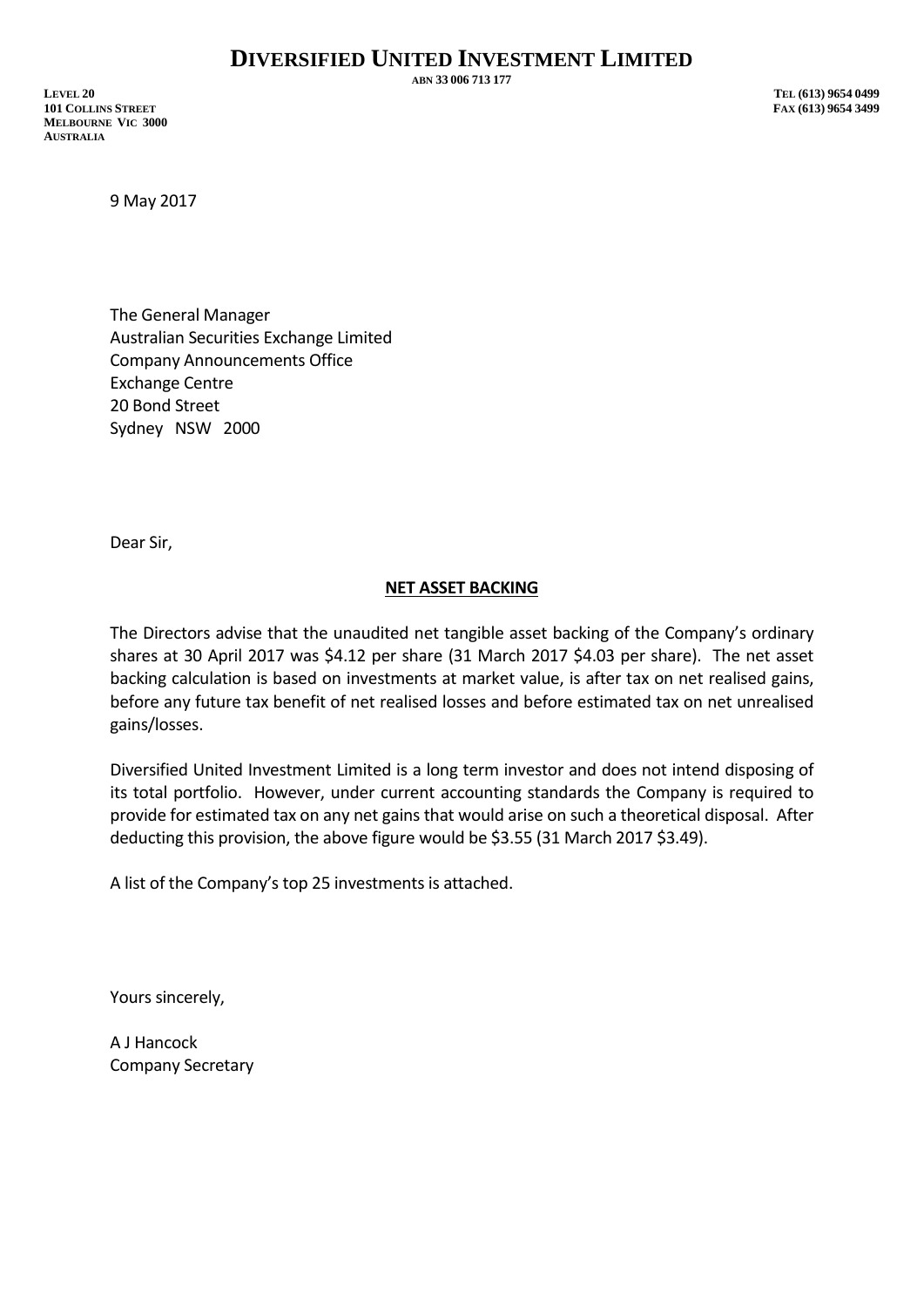# DIVERSIFIED UNITED INVESTMENT LIMITED

ABN 33 006 713 177

LEVEL 20
101 COLLINS STREET
MELBOURNE VIC 3000
AUSTRALIA

TEL (613) 9654 0499
FAX (613) 9654 3499

9 May 2017

The General Manager
Australian Securities Exchange Limited
Company Announcements Office
Exchange Centre
20 Bond Street
Sydney NSW 2000

Dear Sir,

**NET ASSET BACKING**

The Directors advise that the unaudited net tangible asset backing of the Company's ordinary shares at 30 April 2017 was $4.12 per share (31 March 2017 $4.03 per share). The net asset backing calculation is based on investments at market value, is after tax on net realised gains, before any future tax benefit of net realised losses and before estimated tax on net unrealised gains/losses.

Diversified United Investment Limited is a long term investor and does not intend disposing of its total portfolio. However, under current accounting standards the Company is required to provide for estimated tax on any net gains that would arise on such a theoretical disposal. After deducting this provision, the above figure would be $3.55 (31 March 2017 $3.49).

A list of the Company's top 25 investments is attached.

Yours sincerely,

A J Hancock
Company Secretary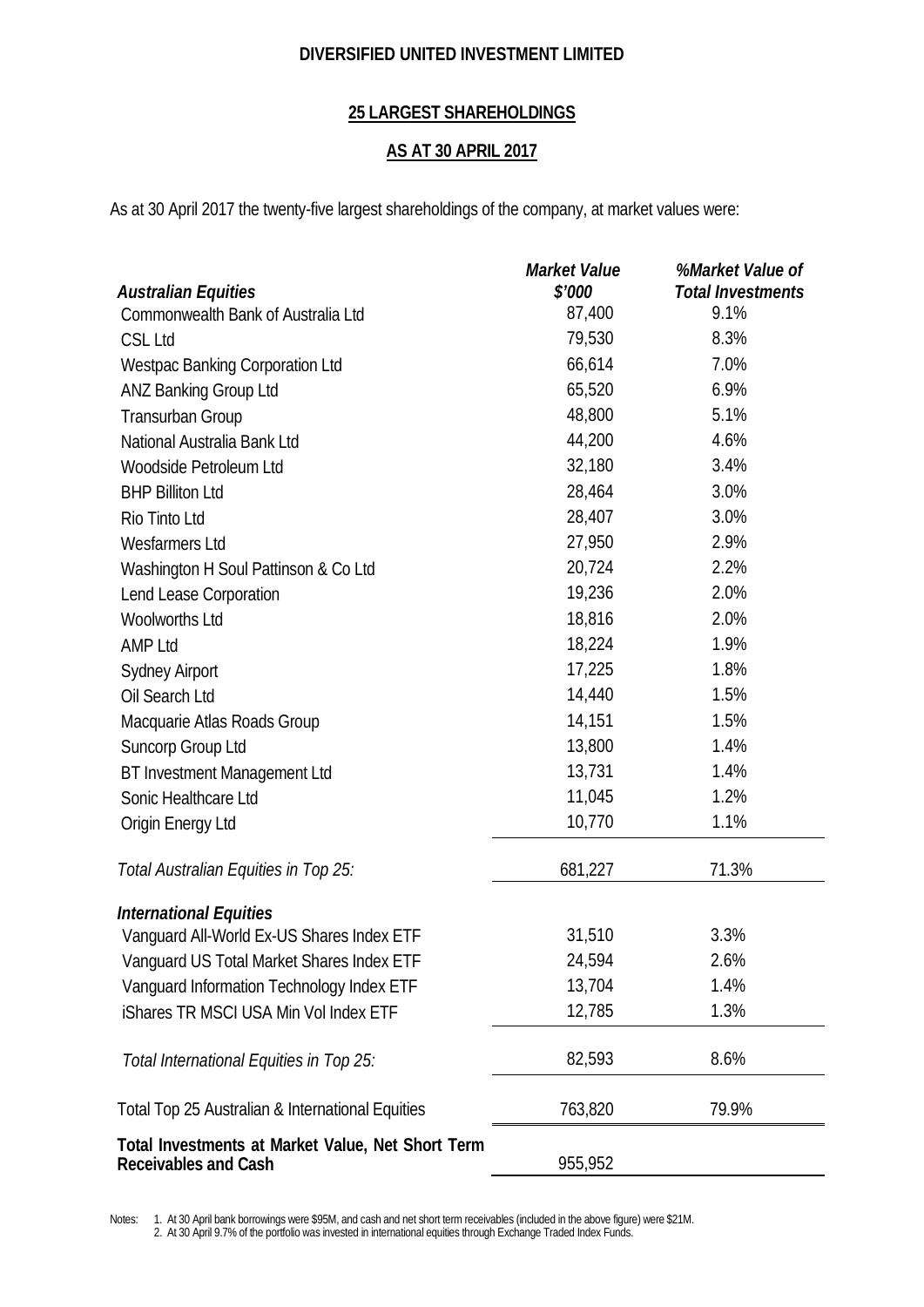**DIVERSIFIED UNITED INVESTMENT LIMITED**

## 25 LARGEST SHAREHOLDINGS

## AS AT 30 APRIL 2017

As at 30 April 2017 the twenty-five largest shareholdings of the company, at market values were:

| *Australian Equities* | *Market Value $'000* | *%Market Value of Total Investments* |
|---|---|---|
| Commonwealth Bank of Australia Ltd | 87,400 | 9.1% |
| CSL Ltd | 79,530 | 8.3% |
| Westpac Banking Corporation Ltd | 66,614 | 7.0% |
| ANZ Banking Group Ltd | 65,520 | 6.9% |
| Transurban Group | 48,800 | 5.1% |
| National Australia Bank Ltd | 44,200 | 4.6% |
| Woodside Petroleum Ltd | 32,180 | 3.4% |
| BHP Billiton Ltd | 28,464 | 3.0% |
| Rio Tinto Ltd | 28,407 | 3.0% |
| Wesfarmers Ltd | 27,950 | 2.9% |
| Washington H Soul Pattinson & Co Ltd | 20,724 | 2.2% |
| Lend Lease Corporation | 19,236 | 2.0% |
| Woolworths Ltd | 18,816 | 2.0% |
| AMP Ltd | 18,224 | 1.9% |
| Sydney Airport | 17,225 | 1.8% |
| Oil Search Ltd | 14,440 | 1.5% |
| Macquarie Atlas Roads Group | 14,151 | 1.5% |
| Suncorp Group Ltd | 13,800 | 1.4% |
| BT Investment Management Ltd | 13,731 | 1.4% |
| Sonic Healthcare Ltd | 11,045 | 1.2% |
| Origin Energy Ltd | 10,770 | 1.1% |
| *Total Australian Equities in Top 25:* | 681,227 | 71.3% |
| ***International Equities*** | | |
| Vanguard All-World Ex-US Shares Index ETF | 31,510 | 3.3% |
| Vanguard US Total Market Shares Index ETF | 24,594 | 2.6% |
| Vanguard Information Technology Index ETF | 13,704 | 1.4% |
| iShares TR MSCI USA Min Vol Index ETF | 12,785 | 1.3% |
| *Total International Equities in Top 25:* | 82,593 | 8.6% |
| Total Top 25 Australian & International Equities | 763,820 | 79.9% |
| **Total Investments at Market Value, Net Short Term Receivables and Cash** | 955,952 | |

Notes: 1. At 30 April bank borrowings were $95M, and cash and net short term receivables (included in the above figure) were $21M.
2. At 30 April 9.7% of the portfolio was invested in international equities through Exchange Traded Index Funds.